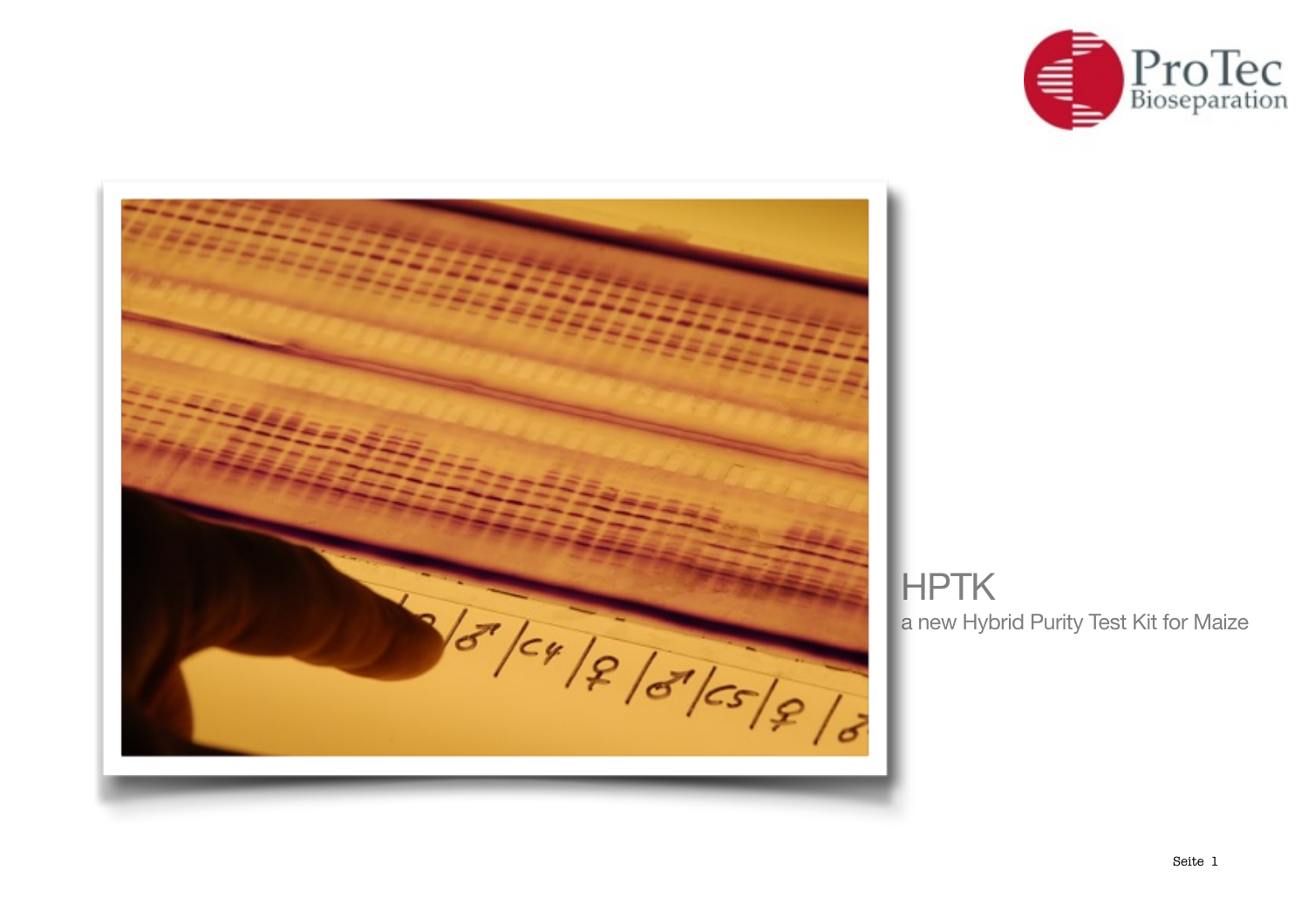ProTec Bioseparation

# HPTK

a new Hybrid Purity Test Kit for Maize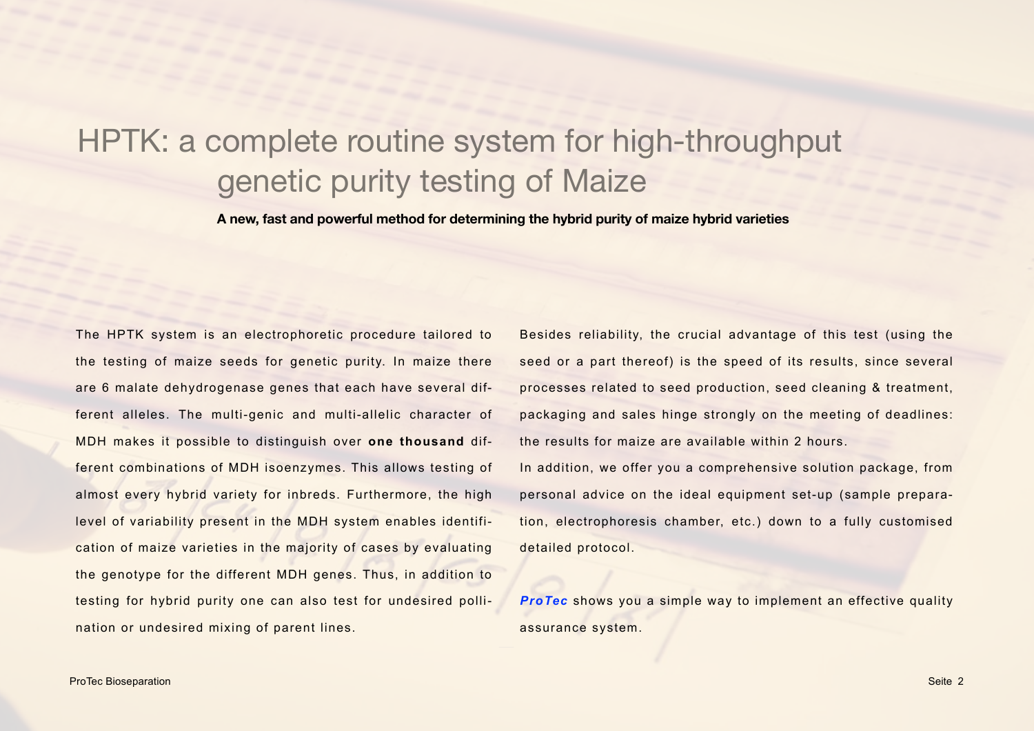# HPTK: a complete routine system for high-throughput genetic purity testing of Maize

**A new, fast and powerful method for determining the hybrid purity of maize hybrid varieties**

The HPTK system is an electrophoretic procedure tailored to the testing of maize seeds for genetic purity. In maize there are 6 malate dehydrogenase genes that each have several different alleles. The multi-genic and multi-allelic character of MDH makes it possible to distinguish over **one thousand** different combinations of MDH isoenzymes. This allows testing of almost every hybrid variety for inbreds. Furthermore, the high level of variability present in the MDH system enables identification of maize varieties in the majority of cases by evaluating the genotype for the different MDH genes. Thus, in addition to testing for hybrid purity one can also test for undesired pollination or undesired mixing of parent lines.

Besides reliability, the crucial advantage of this test (using the seed or a part thereof) is the speed of its results, since several processes related to seed production, seed cleaning & treatment, packaging and sales hinge strongly on the meeting of deadlines: the results for maize are available within 2 hours.

In addition, we offer you a comprehensive solution package, from personal advice on the ideal equipment set-up (sample preparation, electrophoresis chamber, etc.) down to a fully customised detailed protocol.

***ProTec*** shows you a simple way to implement an effective quality assurance system.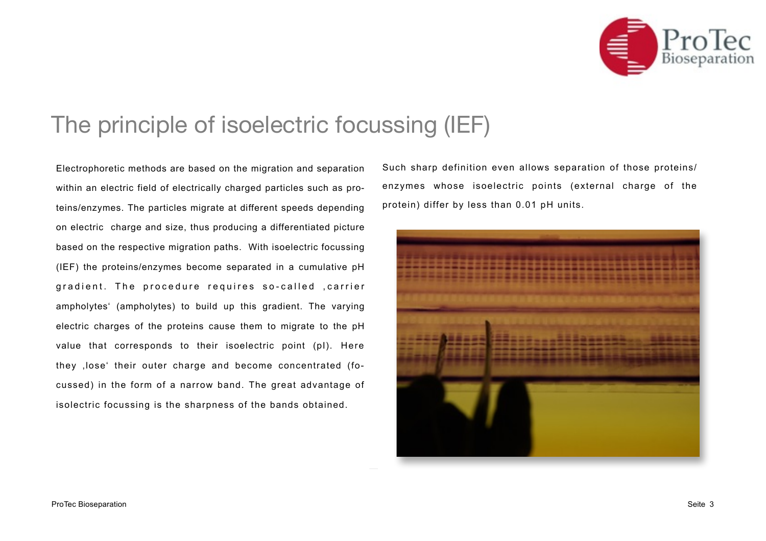# The principle of isoelectric focussing (IEF)

Electrophoretic methods are based on the migration and separation within an electric field of electrically charged particles such as proteins/enzymes. The particles migrate at different speeds depending on electric charge and size, thus producing a differentiated picture based on the respective migration paths. With isoelectric focussing (IEF) the proteins/enzymes become separated in a cumulative pH gradient. The procedure requires so-called ‚carrier ampholytes' (ampholytes) to build up this gradient. The varying electric charges of the proteins cause them to migrate to the pH value that corresponds to their isoelectric point (pI). Here they ‚lose' their outer charge and become concentrated (focussed) in the form of a narrow band. The great advantage of isolectric focussing is the sharpness of the bands obtained.

Such sharp definition even allows separation of those proteins/enzymes whose isoelectric points (external charge of the protein) differ by less than 0.01 pH units.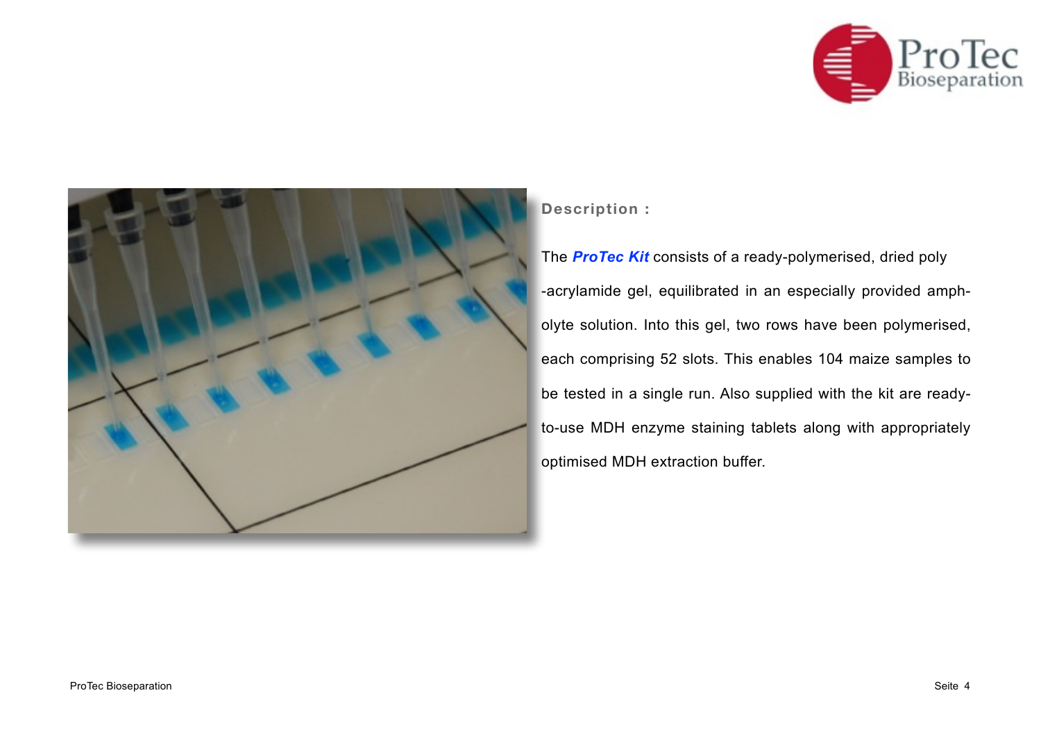**Description :**

The ***ProTec Kit*** consists of a ready-polymerised, dried poly -acrylamide gel, equilibrated in an especially provided ampholyte solution. Into this gel, two rows have been polymerised, each comprising 52 slots. This enables 104 maize samples to be tested in a single run. Also supplied with the kit are ready-to-use MDH enzyme staining tablets along with appropriately optimised MDH extraction buffer.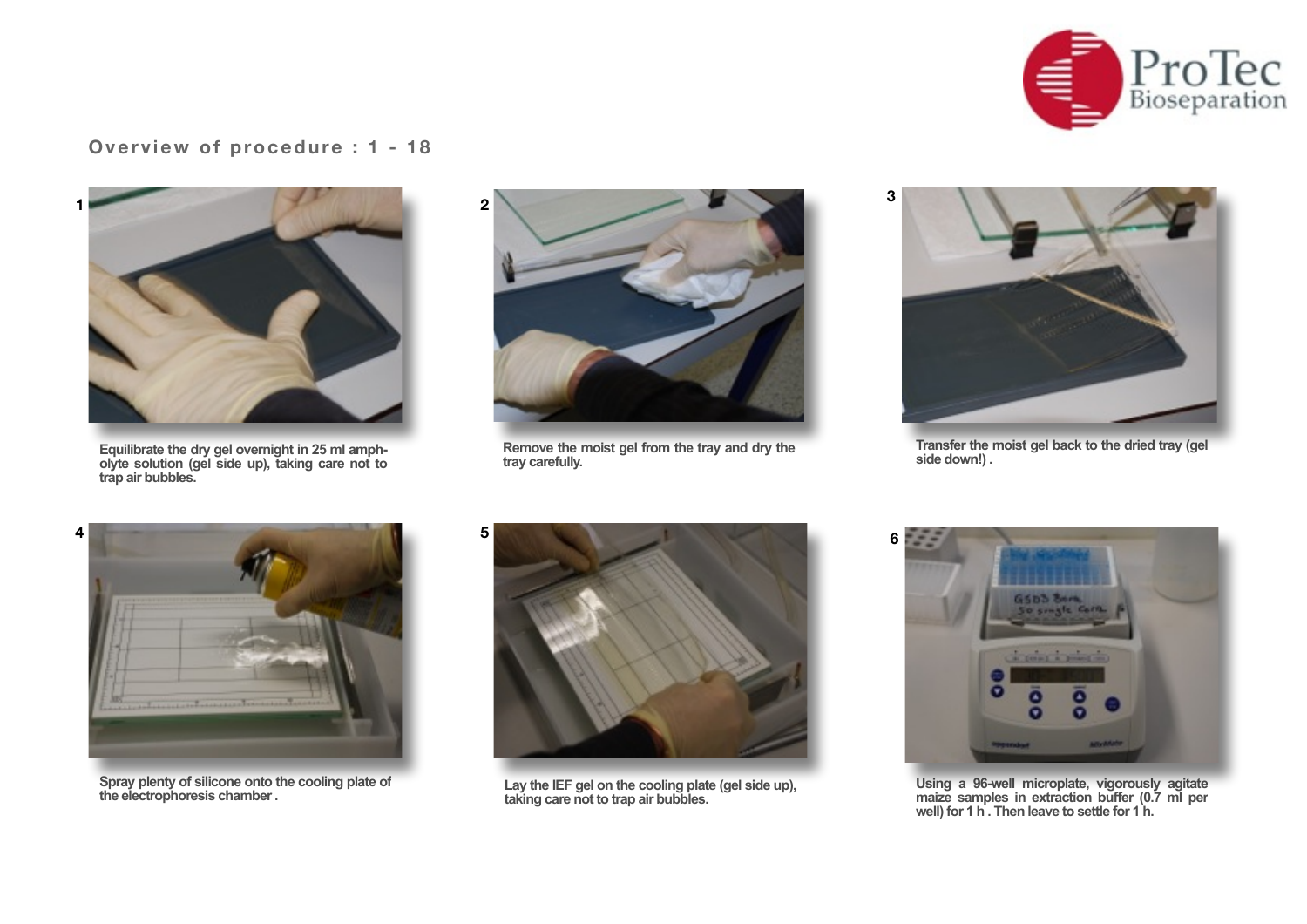## Overview of procedure : 1 - 18

**1**

**Equilibrate the dry gel overnight in 25 ml amph-olyte solution (gel side up), taking care not to trap air bubbles.**

**2**

**Remove the moist gel from the tray and dry the tray carefully.**

**3**

**Transfer the moist gel back to the dried tray (gel side down!) .**

**4**

**Spray plenty of silicone onto the cooling plate of the electrophoresis chamber .**

**5**

**Lay the IEF gel on the cooling plate (gel side up), taking care not to trap air bubbles.**

**6**

**Using a 96-well microplate, vigorously agitate maize samples in extraction buffer (0.7 ml per well) for 1 h . Then leave to settle for 1 h.**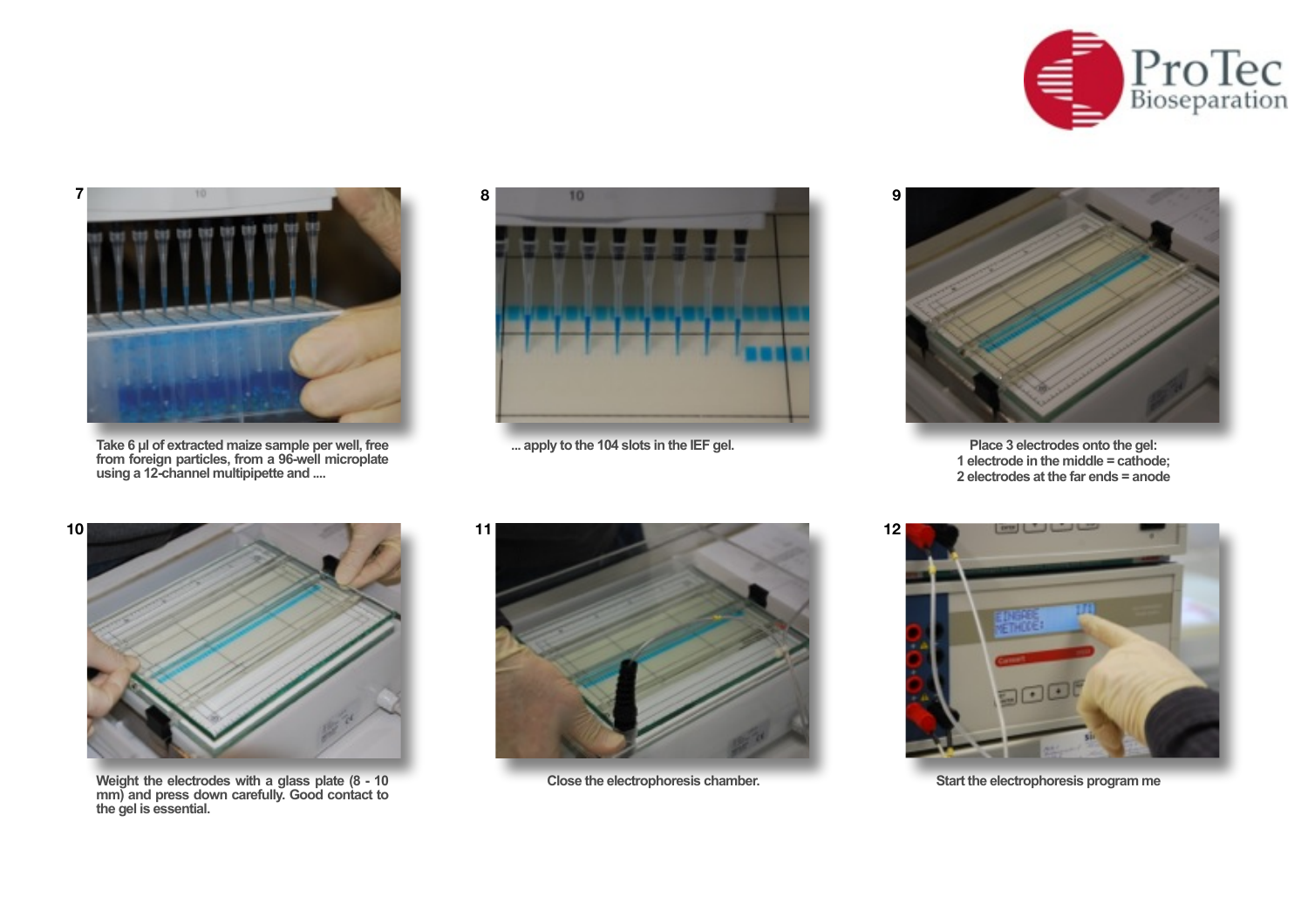**7**

Take 6 µl of extracted maize sample per well, free from foreign particles, from a 96-well microplate using a 12-channel multipipette and ....

**8**

... apply to the 104 slots in the IEF gel.

**9**

Place 3 electrodes onto the gel:
1 electrode in the middle = cathode;
2 electrodes at the far ends = anode

**10**

Weight the electrodes with a glass plate (8 - 10 mm) and press down carefully. Good contact to the gel is essential.

**11**

Close the electrophoresis chamber.

**12**

Start the electrophoresis program me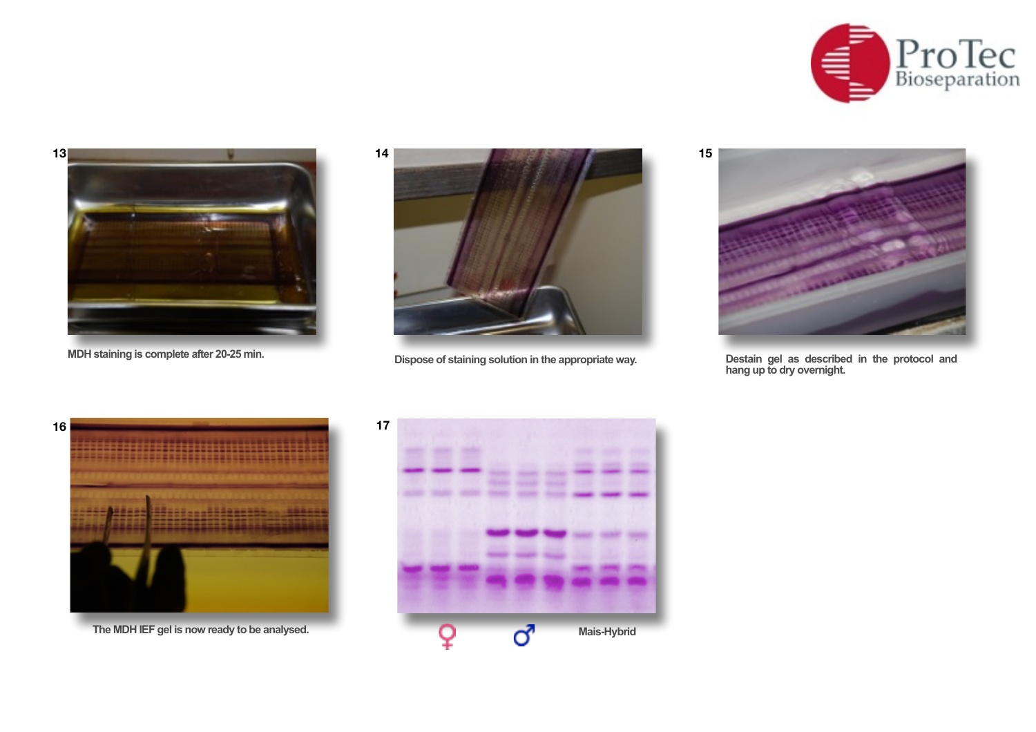13

MDH staining is complete after 20-25 min.

14

Dispose of staining solution in the appropriate way.

15

Destain gel as described in the protocol and hang up to dry overnight.

16

The MDH IEF gel is now ready to be analysed.

17

♀ ♂ Mais-Hybrid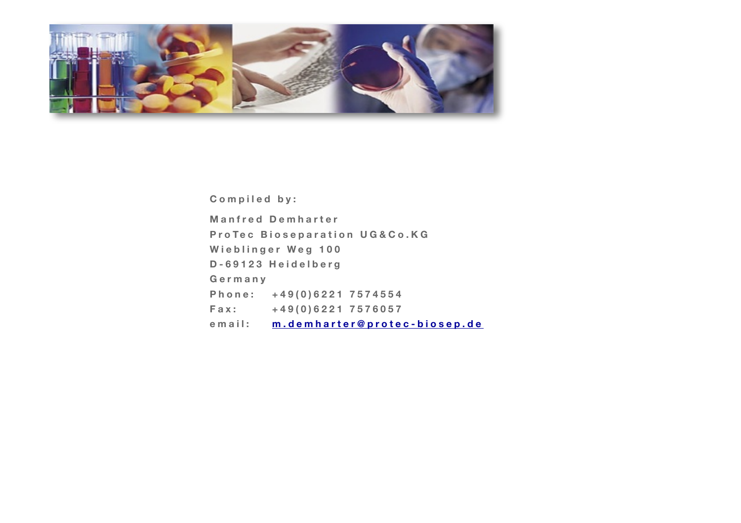Compiled by:

Manfred Demharter
ProTec Bioseparation UG&Co.KG
Wieblinger Weg 100
D-69123 Heidelberg
Germany

| | |
|---|---|
| Phone: | +49(0)6221 7574554 |
| Fax: | +49(0)6221 7576057 |
| email: | m.demharter@protec-biosep.de |